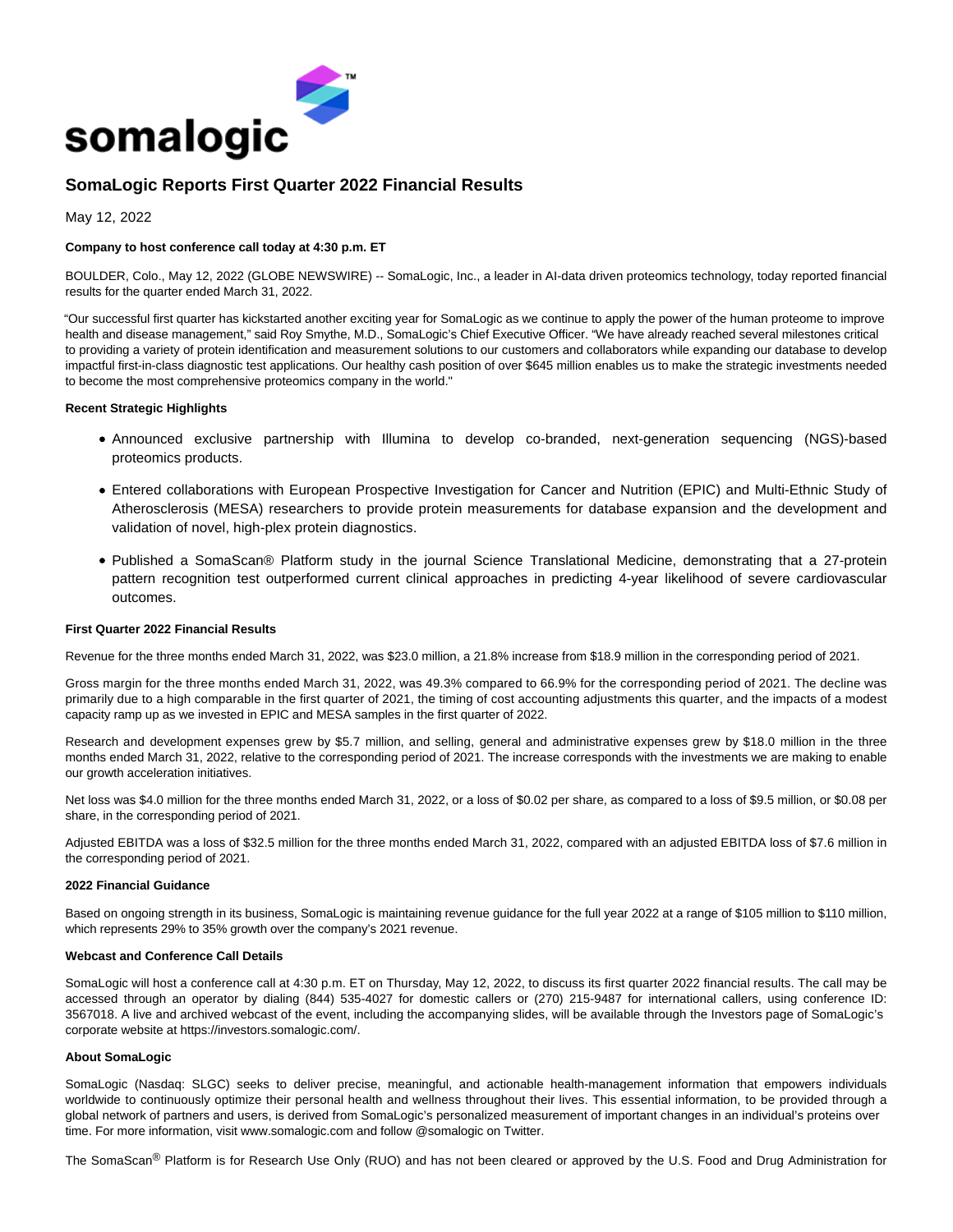# SomaLogic Reports First Quarter 2022 Financial Results

May 12, 2022

**Company to host conference call today at 4:30 p.m. ET**

BOULDER, Colo., May 12, 2022 (GLOBE NEWSWIRE) -- SomaLogic, Inc., a leader in AI-data driven proteomics technology, today reported financial results for the quarter ended March 31, 2022.

"Our successful first quarter has kickstarted another exciting year for SomaLogic as we continue to apply the power of the human proteome to improve health and disease management," said Roy Smythe, M.D., SomaLogic's Chief Executive Officer. "We have already reached several milestones critical to providing a variety of protein identification and measurement solutions to our customers and collaborators while expanding our database to develop impactful first-in-class diagnostic test applications. Our healthy cash position of over $645 million enables us to make the strategic investments needed to become the most comprehensive proteomics company in the world."

**Recent Strategic Highlights**

- Announced exclusive partnership with Illumina to develop co-branded, next-generation sequencing (NGS)-based proteomics products.
- Entered collaborations with European Prospective Investigation for Cancer and Nutrition (EPIC) and Multi-Ethnic Study of Atherosclerosis (MESA) researchers to provide protein measurements for database expansion and the development and validation of novel, high-plex protein diagnostics.
- Published a SomaScan® Platform study in the journal Science Translational Medicine, demonstrating that a 27-protein pattern recognition test outperformed current clinical approaches in predicting 4-year likelihood of severe cardiovascular outcomes.

**First Quarter 2022 Financial Results**

Revenue for the three months ended March 31, 2022, was $23.0 million, a 21.8% increase from $18.9 million in the corresponding period of 2021.

Gross margin for the three months ended March 31, 2022, was 49.3% compared to 66.9% for the corresponding period of 2021. The decline was primarily due to a high comparable in the first quarter of 2021, the timing of cost accounting adjustments this quarter, and the impacts of a modest capacity ramp up as we invested in EPIC and MESA samples in the first quarter of 2022.

Research and development expenses grew by $5.7 million, and selling, general and administrative expenses grew by $18.0 million in the three months ended March 31, 2022, relative to the corresponding period of 2021. The increase corresponds with the investments we are making to enable our growth acceleration initiatives.

Net loss was $4.0 million for the three months ended March 31, 2022, or a loss of $0.02 per share, as compared to a loss of $9.5 million, or $0.08 per share, in the corresponding period of 2021.

Adjusted EBITDA was a loss of $32.5 million for the three months ended March 31, 2022, compared with an adjusted EBITDA loss of $7.6 million in the corresponding period of 2021.

**2022 Financial Guidance**

Based on ongoing strength in its business, SomaLogic is maintaining revenue guidance for the full year 2022 at a range of $105 million to $110 million, which represents 29% to 35% growth over the company's 2021 revenue.

**Webcast and Conference Call Details**

SomaLogic will host a conference call at 4:30 p.m. ET on Thursday, May 12, 2022, to discuss its first quarter 2022 financial results. The call may be accessed through an operator by dialing (844) 535-4027 for domestic callers or (270) 215-9487 for international callers, using conference ID: 3567018. A live and archived webcast of the event, including the accompanying slides, will be available through the Investors page of SomaLogic's corporate website at https://investors.somalogic.com/.

**About SomaLogic**

SomaLogic (Nasdaq: SLGC) seeks to deliver precise, meaningful, and actionable health-management information that empowers individuals worldwide to continuously optimize their personal health and wellness throughout their lives. This essential information, to be provided through a global network of partners and users, is derived from SomaLogic's personalized measurement of important changes in an individual's proteins over time. For more information, visit www.somalogic.com and follow @somalogic on Twitter.

The SomaScan® Platform is for Research Use Only (RUO) and has not been cleared or approved by the U.S. Food and Drug Administration for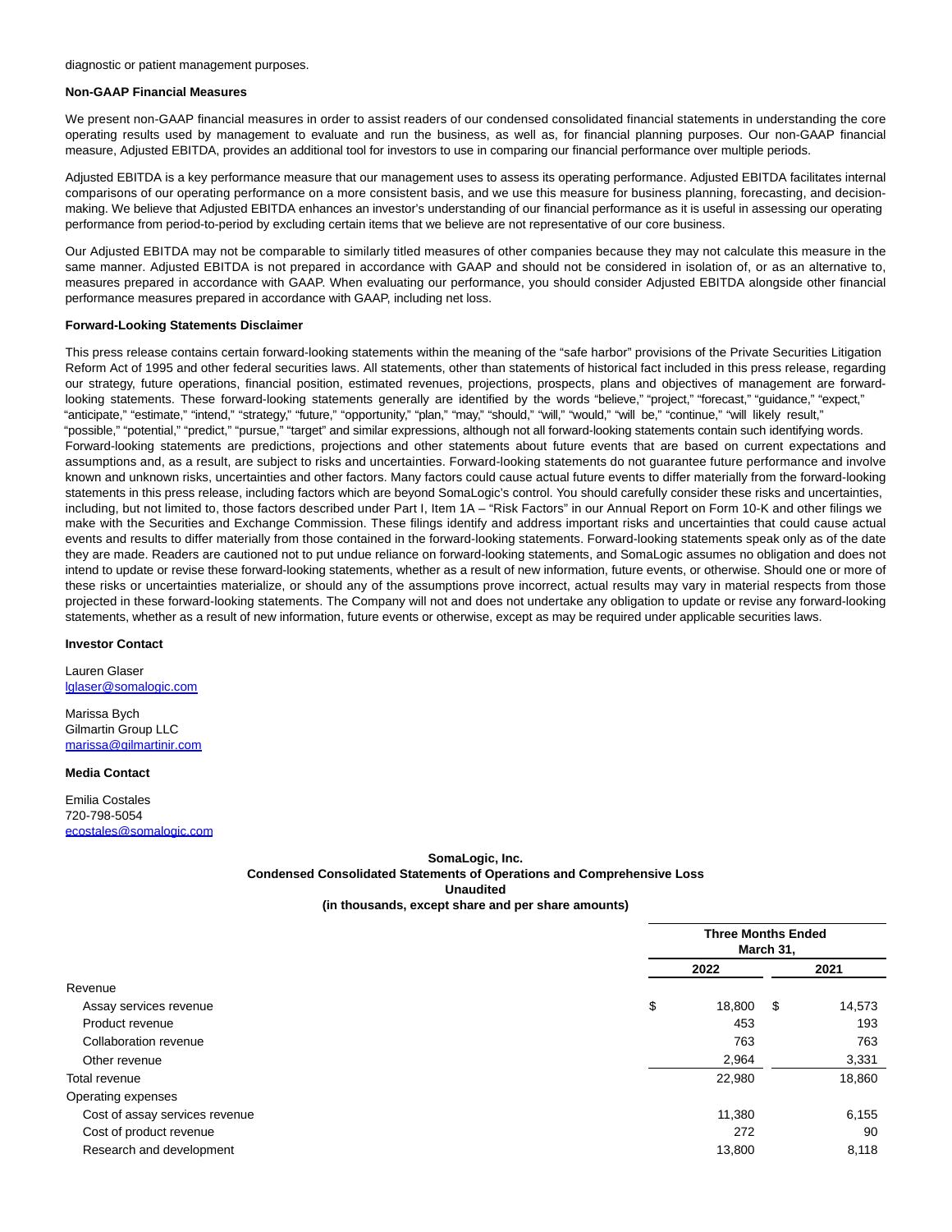diagnostic or patient management purposes.

**Non-GAAP Financial Measures**

We present non-GAAP financial measures in order to assist readers of our condensed consolidated financial statements in understanding the core operating results used by management to evaluate and run the business, as well as, for financial planning purposes. Our non-GAAP financial measure, Adjusted EBITDA, provides an additional tool for investors to use in comparing our financial performance over multiple periods.

Adjusted EBITDA is a key performance measure that our management uses to assess its operating performance. Adjusted EBITDA facilitates internal comparisons of our operating performance on a more consistent basis, and we use this measure for business planning, forecasting, and decision-making. We believe that Adjusted EBITDA enhances an investor's understanding of our financial performance as it is useful in assessing our operating performance from period-to-period by excluding certain items that we believe are not representative of our core business.

Our Adjusted EBITDA may not be comparable to similarly titled measures of other companies because they may not calculate this measure in the same manner. Adjusted EBITDA is not prepared in accordance with GAAP and should not be considered in isolation of, or as an alternative to, measures prepared in accordance with GAAP. When evaluating our performance, you should consider Adjusted EBITDA alongside other financial performance measures prepared in accordance with GAAP, including net loss.

**Forward-Looking Statements Disclaimer**

This press release contains certain forward-looking statements within the meaning of the "safe harbor" provisions of the Private Securities Litigation Reform Act of 1995 and other federal securities laws. All statements, other than statements of historical fact included in this press release, regarding our strategy, future operations, financial position, estimated revenues, projections, prospects, plans and objectives of management are forward-looking statements. These forward-looking statements generally are identified by the words "believe," "project," "forecast," "guidance," "expect," "anticipate," "estimate," "intend," "strategy," "future," "opportunity," "plan," "may," "should," "will," "would," "will be," "continue," "will likely result," "possible," "potential," "predict," "pursue," "target" and similar expressions, although not all forward-looking statements contain such identifying words. Forward-looking statements are predictions, projections and other statements about future events that are based on current expectations and assumptions and, as a result, are subject to risks and uncertainties. Forward-looking statements do not guarantee future performance and involve known and unknown risks, uncertainties and other factors. Many factors could cause actual future events to differ materially from the forward-looking statements in this press release, including factors which are beyond SomaLogic's control. You should carefully consider these risks and uncertainties, including, but not limited to, those factors described under Part I, Item 1A – "Risk Factors" in our Annual Report on Form 10-K and other filings we make with the Securities and Exchange Commission. These filings identify and address important risks and uncertainties that could cause actual events and results to differ materially from those contained in the forward-looking statements. Forward-looking statements speak only as of the date they are made. Readers are cautioned not to put undue reliance on forward-looking statements, and SomaLogic assumes no obligation and does not intend to update or revise these forward-looking statements, whether as a result of new information, future events, or otherwise. Should one or more of these risks or uncertainties materialize, or should any of the assumptions prove incorrect, actual results may vary in material respects from those projected in these forward-looking statements. The Company will not and does not undertake any obligation to update or revise any forward-looking statements, whether as a result of new information, future events or otherwise, except as may be required under applicable securities laws.

**Investor Contact**

Lauren Glaser
lglaser@somalogic.com

Marissa Bych
Gilmartin Group LLC
marissa@gilmartinir.com

**Media Contact**

Emilia Costales
720-798-5054
ecostales@somalogic.com

**SomaLogic, Inc.**
**Condensed Consolidated Statements of Operations and Comprehensive Loss**
**Unaudited**
**(in thousands, except share and per share amounts)**

| | Three Months Ended March 31, | |
|---|---|---|
| | 2022 | 2021 |
| Revenue | | |
| Assay services revenue | $ 18,800 | $ 14,573 |
| Product revenue | 453 | 193 |
| Collaboration revenue | 763 | 763 |
| Other revenue | 2,964 | 3,331 |
| Total revenue | 22,980 | 18,860 |
| Operating expenses | | |
| Cost of assay services revenue | 11,380 | 6,155 |
| Cost of product revenue | 272 | 90 |
| Research and development | 13,800 | 8,118 |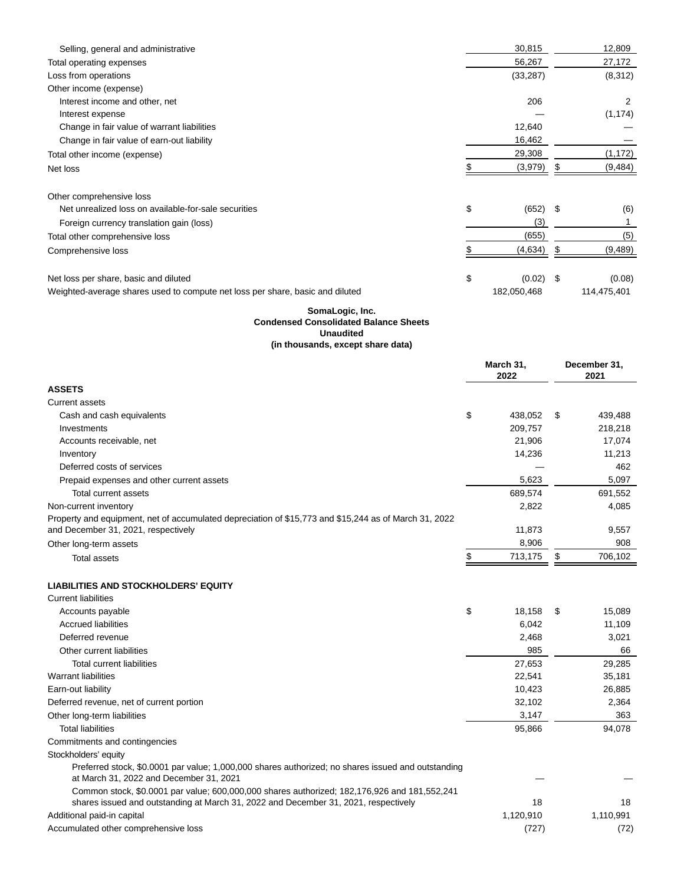| | | |
|---|---|---|
| Selling, general and administrative | 30,815 | 12,809 |
| Total operating expenses | 56,267 | 27,172 |
| Loss from operations | (33,287) | (8,312) |
| Other income (expense) | | |
| Interest income and other, net | 206 | 2 |
| Interest expense | — | (1,174) |
| Change in fair value of warrant liabilities | 12,640 | — |
| Change in fair value of earn-out liability | 16,462 | — |
| Total other income (expense) | 29,308 | (1,172) |
| Net loss | $ (3,979) | $ (9,484) |
| Other comprehensive loss | | |
| Net unrealized loss on available-for-sale securities | $ (652) | $ (6) |
| Foreign currency translation gain (loss) | (3) | 1 |
| Total other comprehensive loss | (655) | (5) |
| Comprehensive loss | $ (4,634) | $ (9,489) |
| Net loss per share, basic and diluted | $ (0.02) | $ (0.08) |
| Weighted-average shares used to compute net loss per share, basic and diluted | 182,050,468 | 114,475,401 |

**SomaLogic, Inc.**
**Condensed Consolidated Balance Sheets**
**Unaudited**
**(in thousands, except share data)**

| | March 31, 2022 | December 31, 2021 |
|---|---|---|
| **ASSETS** | | |
| Current assets | | |
| Cash and cash equivalents | $ 438,052 | $ 439,488 |
| Investments | 209,757 | 218,218 |
| Accounts receivable, net | 21,906 | 17,074 |
| Inventory | 14,236 | 11,213 |
| Deferred costs of services | — | 462 |
| Prepaid expenses and other current assets | 5,623 | 5,097 |
| Total current assets | 689,574 | 691,552 |
| Non-current inventory | 2,822 | 4,085 |
| Property and equipment, net of accumulated depreciation of $15,773 and $15,244 as of March 31, 2022 and December 31, 2021, respectively | 11,873 | 9,557 |
| Other long-term assets | 8,906 | 908 |
| Total assets | $ 713,175 | $ 706,102 |
| **LIABILITIES AND STOCKHOLDERS' EQUITY** | | |
| Current liabilities | | |
| Accounts payable | $ 18,158 | $ 15,089 |
| Accrued liabilities | 6,042 | 11,109 |
| Deferred revenue | 2,468 | 3,021 |
| Other current liabilities | 985 | 66 |
| Total current liabilities | 27,653 | 29,285 |
| Warrant liabilities | 22,541 | 35,181 |
| Earn-out liability | 10,423 | 26,885 |
| Deferred revenue, net of current portion | 32,102 | 2,364 |
| Other long-term liabilities | 3,147 | 363 |
| Total liabilities | 95,866 | 94,078 |
| Commitments and contingencies | | |
| Stockholders' equity | | |
| Preferred stock, $0.0001 par value; 1,000,000 shares authorized; no shares issued and outstanding at March 31, 2022 and December 31, 2021 | — | — |
| Common stock, $0.0001 par value; 600,000,000 shares authorized; 182,176,926 and 181,552,241 shares issued and outstanding at March 31, 2022 and December 31, 2021, respectively | 18 | 18 |
| Additional paid-in capital | 1,120,910 | 1,110,991 |
| Accumulated other comprehensive loss | (727) | (72) |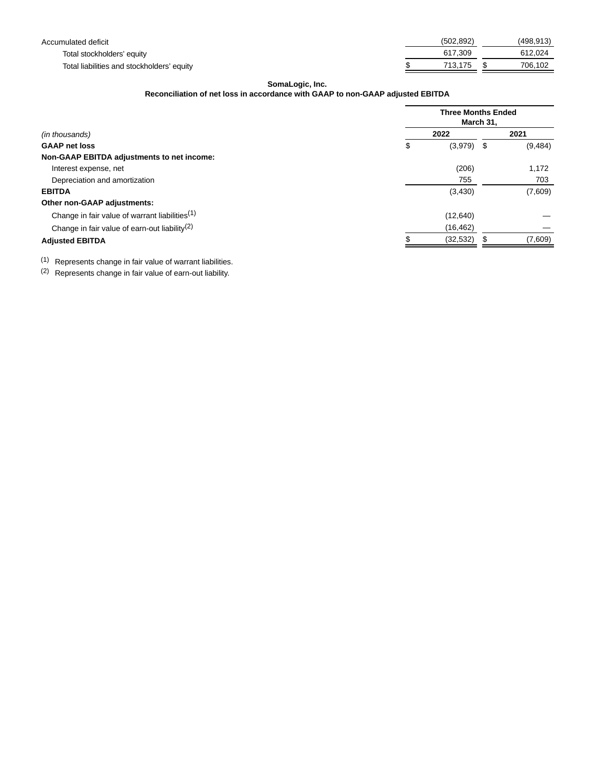| | | |
|---|---|---|
| Accumulated deficit | (502,892) | (498,913) |
| Total stockholders' equity | 617,309 | 612,024 |
| Total liabilities and stockholders' equity | $ 713,175 | $ 706,102 |

**SomaLogic, Inc.**

**Reconciliation of net loss in accordance with GAAP to non-GAAP adjusted EBITDA**

| | **Three Months Ended March 31,** | |
|---|---|---|
| *(in thousands)* | **2022** | **2021** |
| **GAAP net loss** | $ (3,979) | $ (9,484) |
| **Non-GAAP EBITDA adjustments to net income:** | | |
| Interest expense, net | (206) | 1,172 |
| Depreciation and amortization | 755 | 703 |
| **EBITDA** | (3,430) | (7,609) |
| **Other non-GAAP adjustments:** | | |
| Change in fair value of warrant liabilities[1] | (12,640) | — |
| Change in fair value of earn-out liability[2] | (16,462) | — |
| **Adjusted EBITDA** | $ (32,532) | $ (7,609) |

[1] Represents change in fair value of warrant liabilities.

[2] Represents change in fair value of earn-out liability.